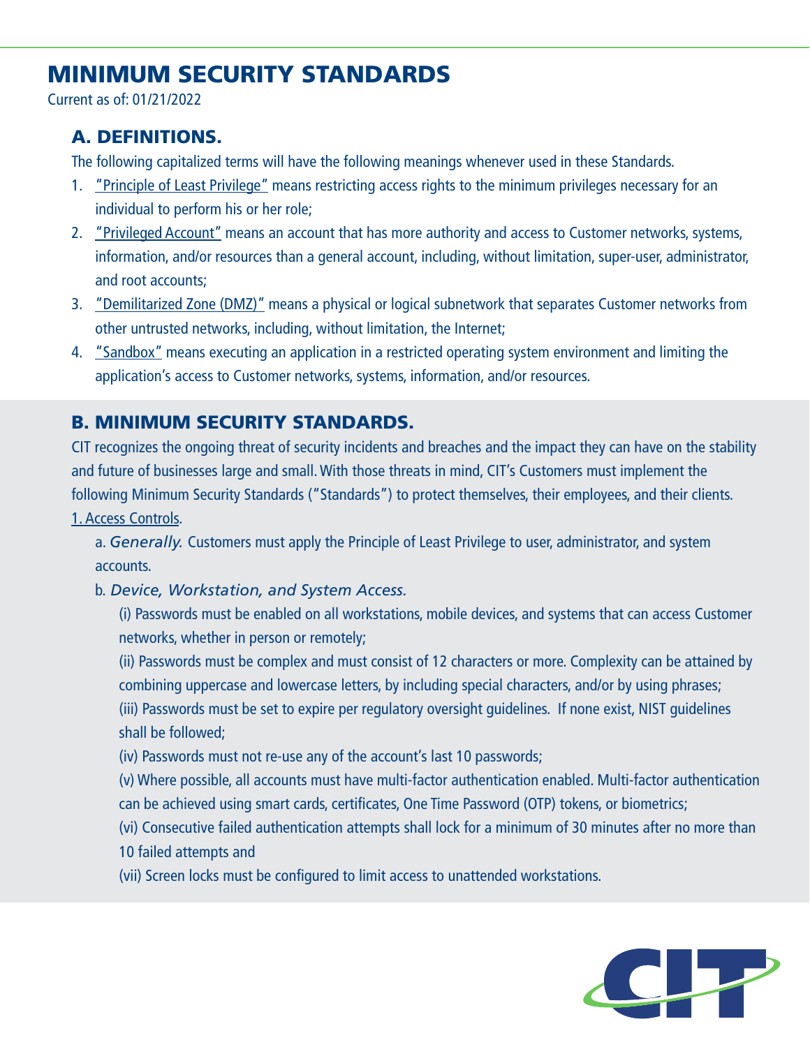# MINIMUM SECURITY STANDARDS

Current as of: 01/21/2022

## A. DEFINITIONS.

The following capitalized terms will have the following meanings whenever used in these Standards.

1. "Principle of Least Privilege" means restricting access rights to the minimum privileges necessary for an individual to perform his or her role;
2. "Privileged Account" means an account that has more authority and access to Customer networks, systems, information, and/or resources than a general account, including, without limitation, super-user, administrator, and root accounts;
3. "Demilitarized Zone (DMZ)" means a physical or logical subnetwork that separates Customer networks from other untrusted networks, including, without limitation, the Internet;
4. "Sandbox" means executing an application in a restricted operating system environment and limiting the application's access to Customer networks, systems, information, and/or resources.

## B. MINIMUM SECURITY STANDARDS.

CIT recognizes the ongoing threat of security incidents and breaches and the impact they can have on the stability and future of businesses large and small. With those threats in mind, CIT's Customers must implement the following Minimum Security Standards ("Standards") to protect themselves, their employees, and their clients.

1. Access Controls.

a. *Generally.* Customers must apply the Principle of Least Privilege to user, administrator, and system accounts.

b. *Device, Workstation, and System Access.*

(i) Passwords must be enabled on all workstations, mobile devices, and systems that can access Customer networks, whether in person or remotely;

(ii) Passwords must be complex and must consist of 12 characters or more. Complexity can be attained by combining uppercase and lowercase letters, by including special characters, and/or by using phrases;

(iii) Passwords must be set to expire per regulatory oversight guidelines. If none exist, NIST guidelines shall be followed;

(iv) Passwords must not re-use any of the account's last 10 passwords;

(v) Where possible, all accounts must have multi-factor authentication enabled. Multi-factor authentication can be achieved using smart cards, certificates, One Time Password (OTP) tokens, or biometrics;

(vi) Consecutive failed authentication attempts shall lock for a minimum of 30 minutes after no more than 10 failed attempts and

(vii) Screen locks must be configured to limit access to unattended workstations.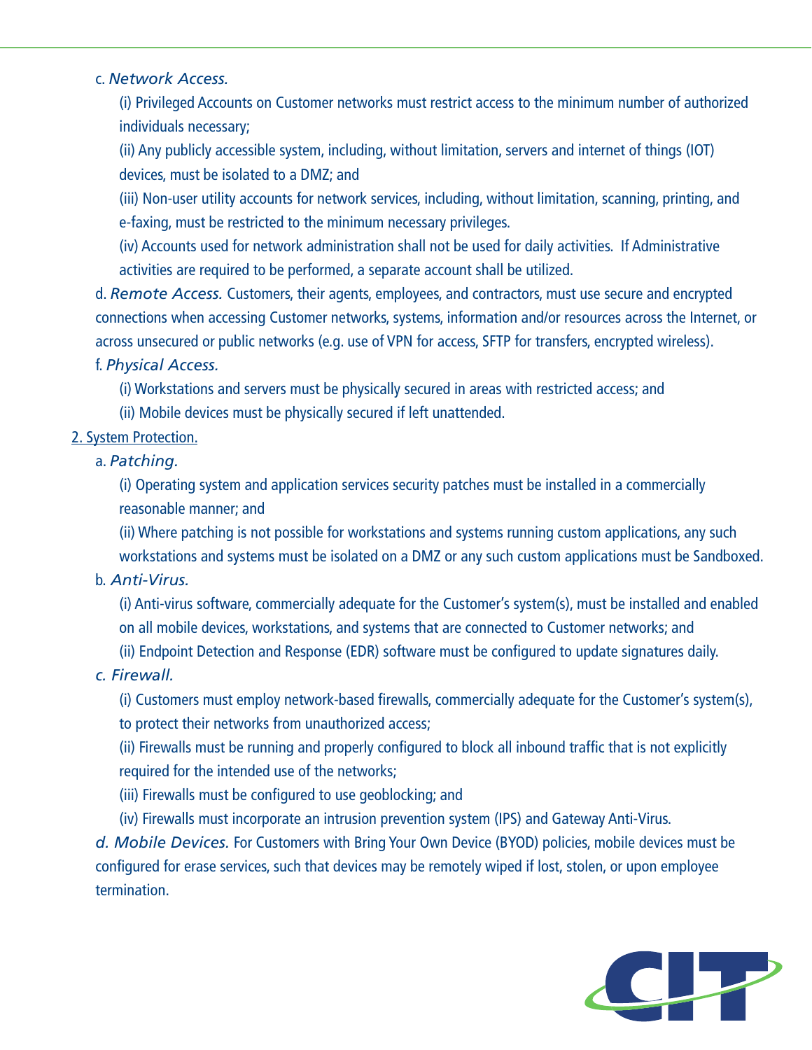c. *Network Access.*

(i) Privileged Accounts on Customer networks must restrict access to the minimum number of authorized individuals necessary;

(ii) Any publicly accessible system, including, without limitation, servers and internet of things (IOT) devices, must be isolated to a DMZ; and

(iii) Non-user utility accounts for network services, including, without limitation, scanning, printing, and e-faxing, must be restricted to the minimum necessary privileges.

(iv) Accounts used for network administration shall not be used for daily activities. If Administrative activities are required to be performed, a separate account shall be utilized.

d. *Remote Access.* Customers, their agents, employees, and contractors, must use secure and encrypted connections when accessing Customer networks, systems, information and/or resources across the Internet, or across unsecured or public networks (e.g. use of VPN for access, SFTP for transfers, encrypted wireless).

f. *Physical Access.*

(i) Workstations and servers must be physically secured in areas with restricted access; and

(ii) Mobile devices must be physically secured if left unattended.

<u>2. System Protection.</u>

a. *Patching.*

(i) Operating system and application services security patches must be installed in a commercially reasonable manner; and

(ii) Where patching is not possible for workstations and systems running custom applications, any such workstations and systems must be isolated on a DMZ or any such custom applications must be Sandboxed.

b. *Anti-Virus.*

(i) Anti-virus software, commercially adequate for the Customer's system(s), must be installed and enabled on all mobile devices, workstations, and systems that are connected to Customer networks; and

(ii) Endpoint Detection and Response (EDR) software must be configured to update signatures daily.

*c. Firewall.*

(i) Customers must employ network-based firewalls, commercially adequate for the Customer's system(s), to protect their networks from unauthorized access;

(ii) Firewalls must be running and properly configured to block all inbound traffic that is not explicitly required for the intended use of the networks;

(iii) Firewalls must be configured to use geoblocking; and

(iv) Firewalls must incorporate an intrusion prevention system (IPS) and Gateway Anti-Virus.

*d. Mobile Devices.* For Customers with Bring Your Own Device (BYOD) policies, mobile devices must be configured for erase services, such that devices may be remotely wiped if lost, stolen, or upon employee termination.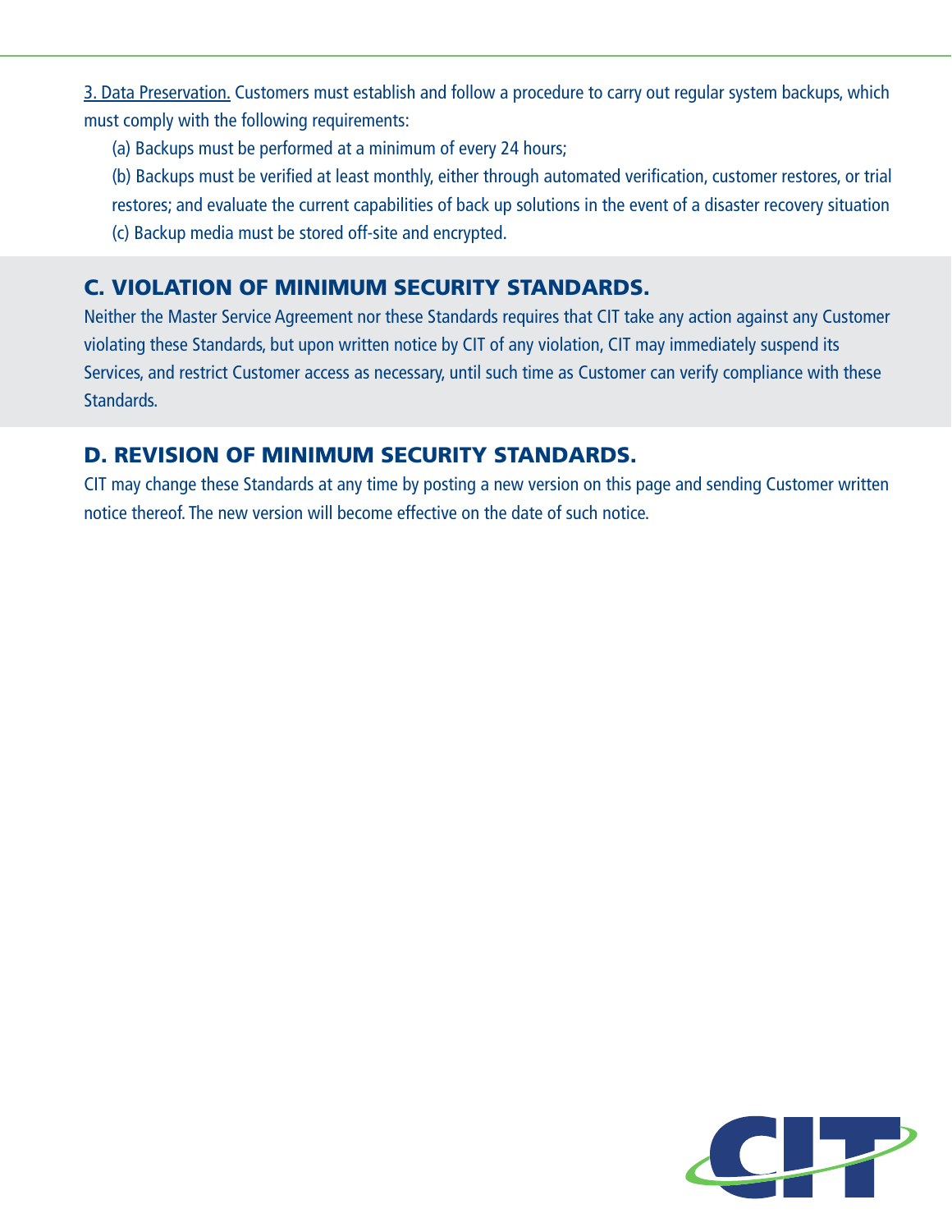<u>3. Data Preservation.</u> Customers must establish and follow a procedure to carry out regular system backups, which must comply with the following requirements:

(a) Backups must be performed at a minimum of every 24 hours;

(b) Backups must be verified at least monthly, either through automated verification, customer restores, or trial restores; and evaluate the current capabilities of back up solutions in the event of a disaster recovery situation

(c) Backup media must be stored off-site and encrypted.

## C. VIOLATION OF MINIMUM SECURITY STANDARDS.

Neither the Master Service Agreement nor these Standards requires that CIT take any action against any Customer violating these Standards, but upon written notice by CIT of any violation, CIT may immediately suspend its Services, and restrict Customer access as necessary, until such time as Customer can verify compliance with these Standards.

## D. REVISION OF MINIMUM SECURITY STANDARDS.

CIT may change these Standards at any time by posting a new version on this page and sending Customer written notice thereof. The new version will become effective on the date of such notice.